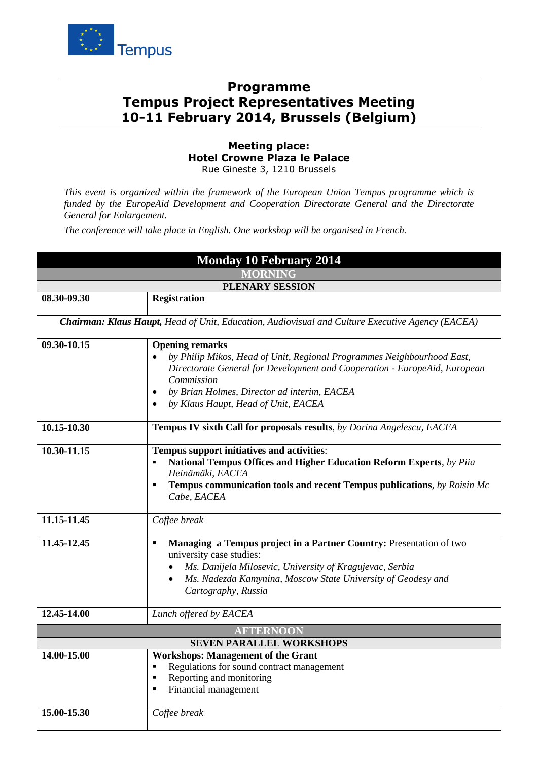Tempus

# Programme
# Tempus Project Representatives Meeting
# 10-11 February 2014, Brussels (Belgium)

**Meeting place:**
**Hotel Crowne Plaza le Palace**
Rue Gineste 3, 1210 Brussels

*This event is organized within the framework of the European Union Tempus programme which is funded by the EuropeAid Development and Cooperation Directorate General and the Directorate General for Enlargement.*

*The conference will take place in English. One workshop will be organised in French.*

| Monday 10 February 2014 | |
|---|---|
| **MORNING** | |
| **PLENARY SESSION** | |
| **08.30-09.30** | **Registration** |
| ***Chairman: Klaus Haupt,*** *Head of Unit, Education, Audiovisual and Culture Executive Agency (EACEA)* | |
| **09.30-10.15** | **Opening remarks**<br>• *by Philip Mikos, Head of Unit, Regional Programmes Neighbourhood East, Directorate General for Development and Cooperation - EuropeAid, European Commission*<br>• *by Brian Holmes, Director ad interim, EACEA*<br>• *by Klaus Haupt, Head of Unit, EACEA* |
| **10.15-10.30** | **Tempus IV sixth Call for proposals results**, *by Dorina Angelescu, EACEA* |
| **10.30-11.15** | **Tempus support initiatives and activities**:<br>▪ **National Tempus Offices and Higher Education Reform Experts**, *by Piia Heinämäki, EACEA*<br>▪ **Tempus communication tools and recent Tempus publications**, *by Roisin Mc Cabe, EACEA* |
| **11.15-11.45** | *Coffee break* |
| **11.45-12.45** | ▪ **Managing a Tempus project in a Partner Country:** Presentation of two university case studies:<br>• *Ms. Danijela Milosevic, University of Kragujevac, Serbia*<br>• *Ms. Nadezda Kamynina, Moscow State University of Geodesy and Cartography, Russia* |
| **12.45-14.00** | *Lunch offered by EACEA* |
| **AFTERNOON** | |
| **SEVEN PARALLEL WORKSHOPS** | |
| **14.00-15.00** | **Workshops: Management of the Grant**<br>▪ Regulations for sound contract management<br>▪ Reporting and monitoring<br>▪ Financial management |
| **15.00-15.30** | *Coffee break* |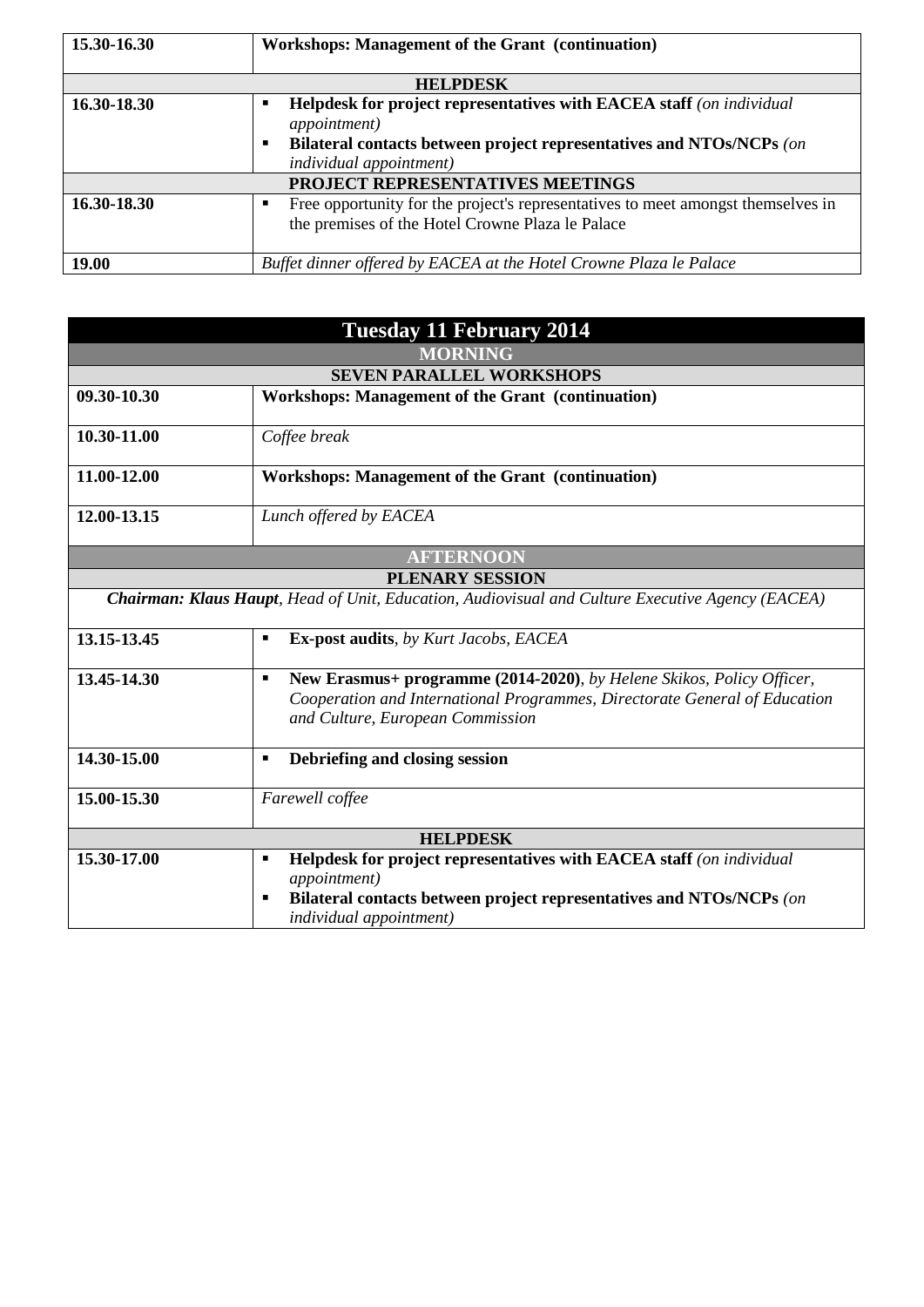| | |
|---|---|
| **15.30-16.30** | **Workshops: Management of the Grant (continuation)** |
| **HELPDESK** | |
| **16.30-18.30** | ▪ **Helpdesk for project representatives with EACEA staff** *(on individual appointment)*<br>▪ **Bilateral contacts between project representatives and NTOs/NCPs** *(on individual appointment)* |
| **PROJECT REPRESENTATIVES MEETINGS** | |
| **16.30-18.30** | ▪ Free opportunity for the project's representatives to meet amongst themselves in the premises of the Hotel Crowne Plaza le Palace |
| **19.00** | *Buffet dinner offered by EACEA at the Hotel Crowne Plaza le Palace* |

| **Tuesday 11 February 2014** | |
|---|---|
| **MORNING** | |
| **SEVEN PARALLEL WORKSHOPS** | |
| **09.30-10.30** | **Workshops: Management of the Grant (continuation)** |
| **10.30-11.00** | *Coffee break* |
| **11.00-12.00** | **Workshops: Management of the Grant (continuation)** |
| **12.00-13.15** | *Lunch offered by EACEA* |
| **AFTERNOON** | |
| **PLENARY SESSION** | |
| ***Chairman: Klaus Haupt****, Head of Unit, Education, Audiovisual and Culture Executive Agency (EACEA)* | |
| **13.15-13.45** | ▪ **Ex-post audits**, *by Kurt Jacobs, EACEA* |
| **13.45-14.30** | ▪ **New Erasmus+ programme (2014-2020)**, *by Helene Skikos, Policy Officer, Cooperation and International Programmes, Directorate General of Education and Culture, European Commission* |
| **14.30-15.00** | ▪ **Debriefing and closing session** |
| **15.00-15.30** | *Farewell coffee* |
| **HELPDESK** | |
| **15.30-17.00** | ▪ **Helpdesk for project representatives with EACEA staff** *(on individual appointment)*<br>▪ **Bilateral contacts between project representatives and NTOs/NCPs** *(on individual appointment)* |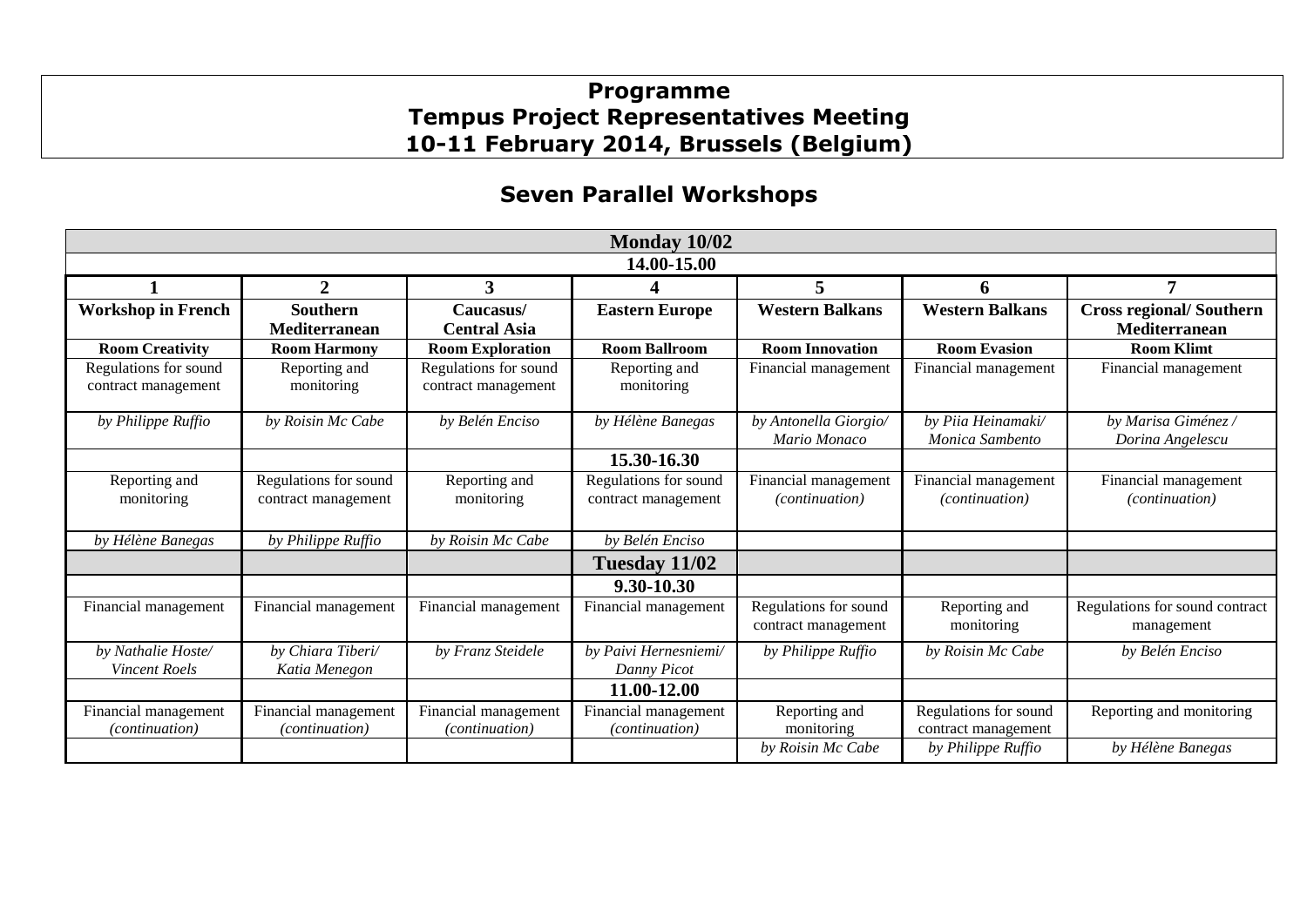# Programme
# Tempus Project Representatives Meeting
# 10-11 February 2014, Brussels (Belgium)

## Seven Parallel Workshops

| | | | | | | |
|---|---|---|---|---|---|---|
| | | | **Monday 10/02** | | | |
| | | | **14.00-15.00** | | | |
| **1** | **2** | **3** | **4** | **5** | **6** | **7** |
| **Workshop in French** | **Southern Mediterranean** | **Caucasus/ Central Asia** | **Eastern Europe** | **Western Balkans** | **Western Balkans** | **Cross regional/ Southern Mediterranean** |
| **Room Creativity** | **Room Harmony** | **Room Exploration** | **Room Ballroom** | **Room Innovation** | **Room Evasion** | **Room Klimt** |
| Regulations for sound contract management | Reporting and monitoring | Regulations for sound contract management | Reporting and monitoring | Financial management | Financial management | Financial management |
| *by Philippe Ruffio* | *by Roisin Mc Cabe* | *by Belén Enciso* | *by Hélène Banegas* | *by Antonella Giorgio/ Mario Monaco* | *by Piia Heinamaki/ Monica Sambento* | *by Marisa Giménez / Dorina Angelescu* |
| | | | **15.30-16.30** | | | |
| Reporting and monitoring | Regulations for sound contract management | Reporting and monitoring | Regulations for sound contract management | Financial management *(continuation)* | Financial management *(continuation)* | Financial management *(continuation)* |
| *by Hélène Banegas* | *by Philippe Ruffio* | *by Roisin Mc Cabe* | *by Belén Enciso* | | | |
| | | | **Tuesday 11/02** | | | |
| | | | **9.30-10.30** | | | |
| Financial management | Financial management | Financial management | Financial management | Regulations for sound contract management | Reporting and monitoring | Regulations for sound contract management |
| *by Nathalie Hoste/ Vincent Roels* | *by Chiara Tiberi/ Katia Menegon* | *by Franz Steidele* | *by Paivi Hernesniemi/ Danny Picot* | *by Philippe Ruffio* | *by Roisin Mc Cabe* | *by Belén Enciso* |
| | | | **11.00-12.00** | | | |
| Financial management *(continuation)* | Financial management *(continuation)* | Financial management *(continuation)* | Financial management *(continuation)* | Reporting and monitoring | Regulations for sound contract management | Reporting and monitoring |
| | | | | *by Roisin Mc Cabe* | *by Philippe Ruffio* | *by Hélène Banegas* |